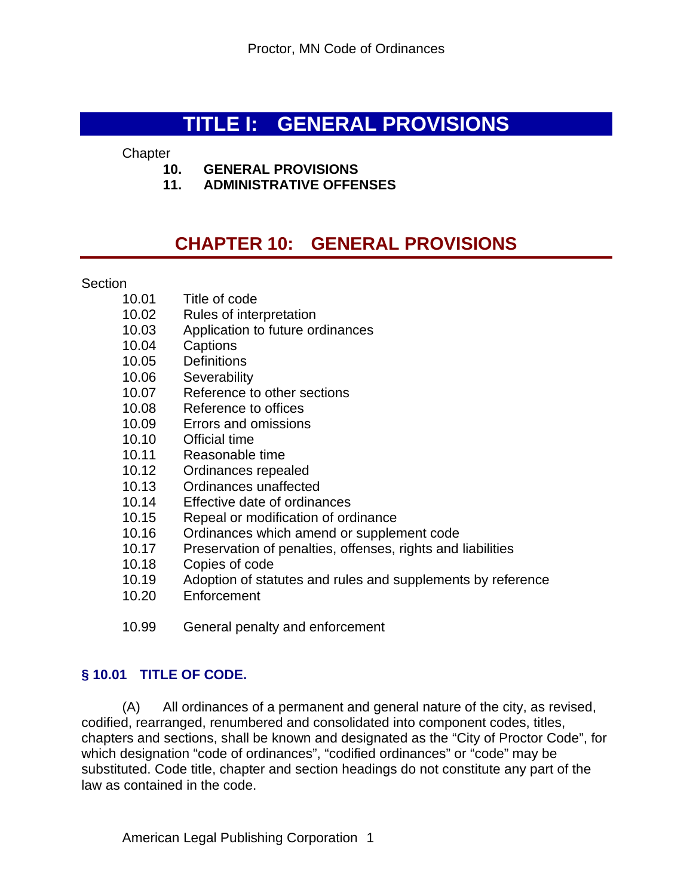# TITLE I: GENERAL PROVISIONS

Chapter

**10. GENERAL PROVISIONS**

**11. ADMINISTRATIVE OFFENSES**

## CHAPTER 10: GENERAL PROVISIONS

Section

10.01 Title of code
10.02 Rules of interpretation
10.03 Application to future ordinances
10.04 Captions
10.05 Definitions
10.06 Severability
10.07 Reference to other sections
10.08 Reference to offices
10.09 Errors and omissions
10.10 Official time
10.11 Reasonable time
10.12 Ordinances repealed
10.13 Ordinances unaffected
10.14 Effective date of ordinances
10.15 Repeal or modification of ordinance
10.16 Ordinances which amend or supplement code
10.17 Preservation of penalties, offenses, rights and liabilities
10.18 Copies of code
10.19 Adoption of statutes and rules and supplements by reference
10.20 Enforcement

10.99 General penalty and enforcement

### § 10.01 TITLE OF CODE.

(A) All ordinances of a permanent and general nature of the city, as revised, codified, rearranged, renumbered and consolidated into component codes, titles, chapters and sections, shall be known and designated as the "City of Proctor Code", for which designation "code of ordinances", "codified ordinances" or "code" may be substituted. Code title, chapter and section headings do not constitute any part of the law as contained in the code.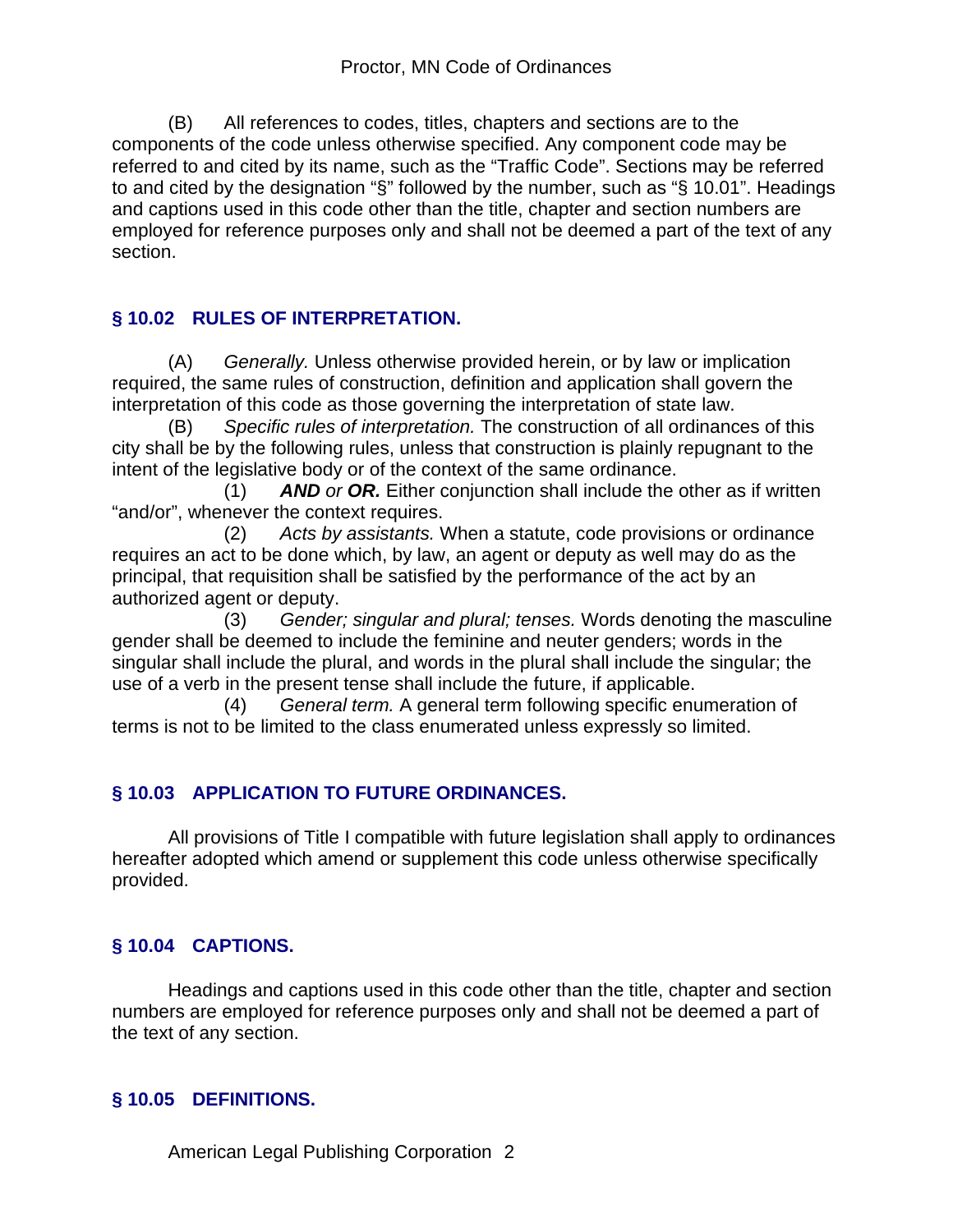(B) All references to codes, titles, chapters and sections are to the components of the code unless otherwise specified. Any component code may be referred to and cited by its name, such as the "Traffic Code". Sections may be referred to and cited by the designation "§" followed by the number, such as "§ 10.01". Headings and captions used in this code other than the title, chapter and section numbers are employed for reference purposes only and shall not be deemed a part of the text of any section.

## § 10.02 RULES OF INTERPRETATION.

(A) *Generally.* Unless otherwise provided herein, or by law or implication required, the same rules of construction, definition and application shall govern the interpretation of this code as those governing the interpretation of state law.

(B) *Specific rules of interpretation.* The construction of all ordinances of this city shall be by the following rules, unless that construction is plainly repugnant to the intent of the legislative body or of the context of the same ordinance.

(1) ***AND** or **OR.*** Either conjunction shall include the other as if written "and/or", whenever the context requires.

(2) *Acts by assistants.* When a statute, code provisions or ordinance requires an act to be done which, by law, an agent or deputy as well may do as the principal, that requisition shall be satisfied by the performance of the act by an authorized agent or deputy.

(3) *Gender; singular and plural; tenses.* Words denoting the masculine gender shall be deemed to include the feminine and neuter genders; words in the singular shall include the plural, and words in the plural shall include the singular; the use of a verb in the present tense shall include the future, if applicable.

(4) *General term.* A general term following specific enumeration of terms is not to be limited to the class enumerated unless expressly so limited.

## § 10.03 APPLICATION TO FUTURE ORDINANCES.

All provisions of Title I compatible with future legislation shall apply to ordinances hereafter adopted which amend or supplement this code unless otherwise specifically provided.

## § 10.04 CAPTIONS.

Headings and captions used in this code other than the title, chapter and section numbers are employed for reference purposes only and shall not be deemed a part of the text of any section.

## § 10.05 DEFINITIONS.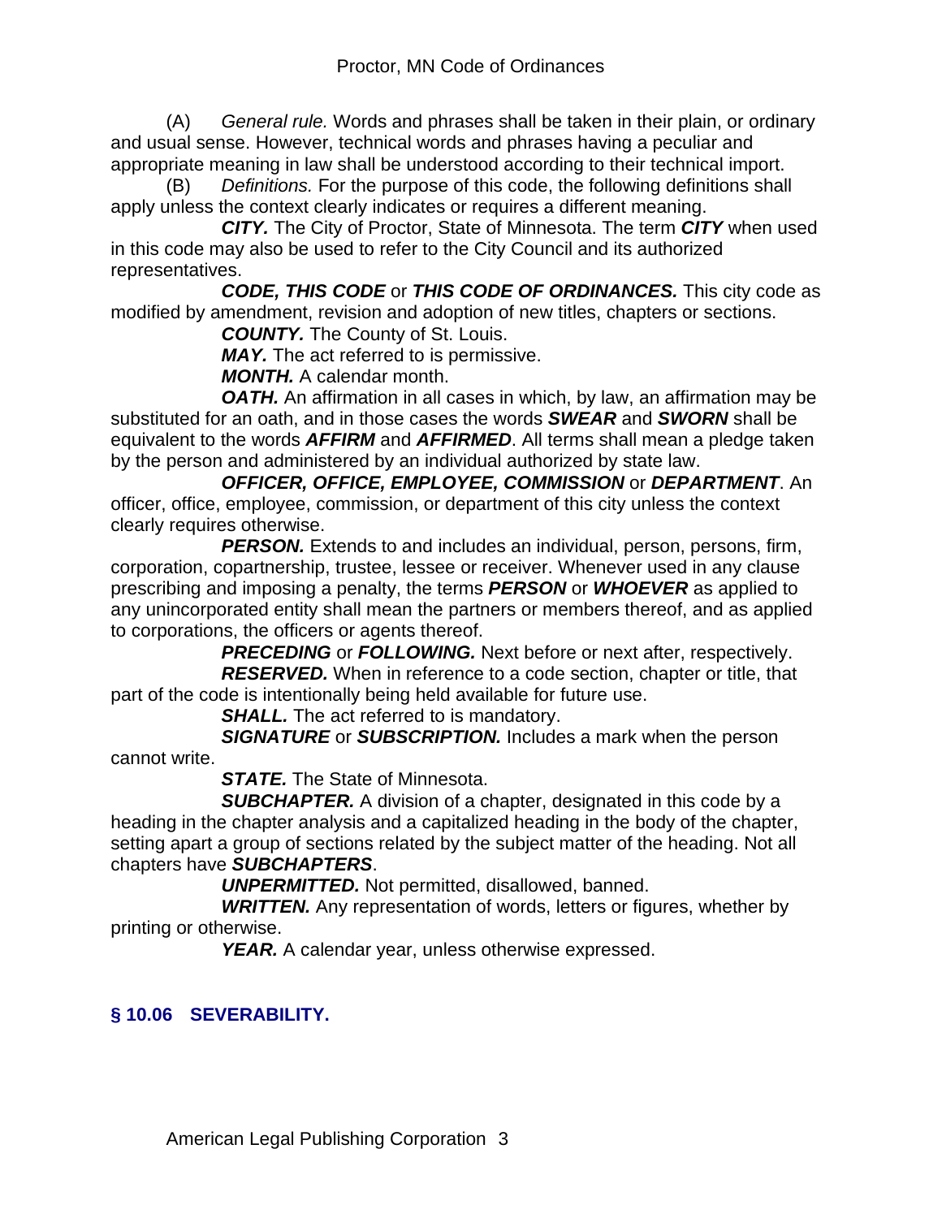(A) *General rule.* Words and phrases shall be taken in their plain, or ordinary and usual sense. However, technical words and phrases having a peculiar and appropriate meaning in law shall be understood according to their technical import.

(B) *Definitions.* For the purpose of this code, the following definitions shall apply unless the context clearly indicates or requires a different meaning.

***CITY.*** The City of Proctor, State of Minnesota. The term ***CITY*** when used in this code may also be used to refer to the City Council and its authorized representatives.

***CODE, THIS CODE*** or ***THIS CODE OF ORDINANCES.*** This city code as modified by amendment, revision and adoption of new titles, chapters or sections.

***COUNTY.*** The County of St. Louis.

***MAY.*** The act referred to is permissive.

***MONTH.*** A calendar month.

***OATH.*** An affirmation in all cases in which, by law, an affirmation may be substituted for an oath, and in those cases the words ***SWEAR*** and ***SWORN*** shall be equivalent to the words ***AFFIRM*** and ***AFFIRMED***. All terms shall mean a pledge taken by the person and administered by an individual authorized by state law.

***OFFICER, OFFICE, EMPLOYEE, COMMISSION*** or ***DEPARTMENT***. An officer, office, employee, commission, or department of this city unless the context clearly requires otherwise.

***PERSON.*** Extends to and includes an individual, person, persons, firm, corporation, copartnership, trustee, lessee or receiver. Whenever used in any clause prescribing and imposing a penalty, the terms ***PERSON*** or ***WHOEVER*** as applied to any unincorporated entity shall mean the partners or members thereof, and as applied to corporations, the officers or agents thereof.

***PRECEDING*** or ***FOLLOWING.*** Next before or next after, respectively.

***RESERVED.*** When in reference to a code section, chapter or title, that part of the code is intentionally being held available for future use.

***SHALL.*** The act referred to is mandatory.

***SIGNATURE*** or ***SUBSCRIPTION.*** Includes a mark when the person cannot write.

***STATE.*** The State of Minnesota.

***SUBCHAPTER.*** A division of a chapter, designated in this code by a heading in the chapter analysis and a capitalized heading in the body of the chapter, setting apart a group of sections related by the subject matter of the heading. Not all chapters have ***SUBCHAPTERS***.

***UNPERMITTED.*** Not permitted, disallowed, banned.

***WRITTEN.*** Any representation of words, letters or figures, whether by printing or otherwise.

***YEAR.*** A calendar year, unless otherwise expressed.

## § 10.06 SEVERABILITY.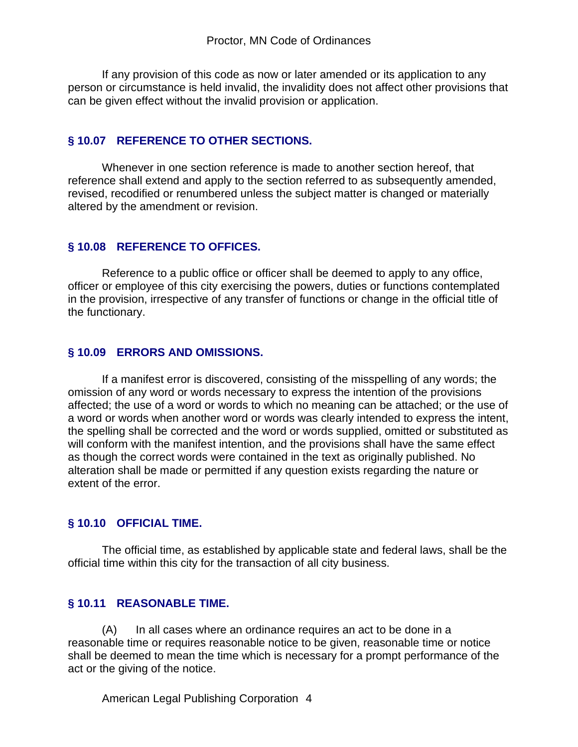If any provision of this code as now or later amended or its application to any person or circumstance is held invalid, the invalidity does not affect other provisions that can be given effect without the invalid provision or application.

### § 10.07 REFERENCE TO OTHER SECTIONS.

Whenever in one section reference is made to another section hereof, that reference shall extend and apply to the section referred to as subsequently amended, revised, recodified or renumbered unless the subject matter is changed or materially altered by the amendment or revision.

### § 10.08 REFERENCE TO OFFICES.

Reference to a public office or officer shall be deemed to apply to any office, officer or employee of this city exercising the powers, duties or functions contemplated in the provision, irrespective of any transfer of functions or change in the official title of the functionary.

### § 10.09 ERRORS AND OMISSIONS.

If a manifest error is discovered, consisting of the misspelling of any words; the omission of any word or words necessary to express the intention of the provisions affected; the use of a word or words to which no meaning can be attached; or the use of a word or words when another word or words was clearly intended to express the intent, the spelling shall be corrected and the word or words supplied, omitted or substituted as will conform with the manifest intention, and the provisions shall have the same effect as though the correct words were contained in the text as originally published. No alteration shall be made or permitted if any question exists regarding the nature or extent of the error.

### § 10.10 OFFICIAL TIME.

The official time, as established by applicable state and federal laws, shall be the official time within this city for the transaction of all city business.

### § 10.11 REASONABLE TIME.

(A) In all cases where an ordinance requires an act to be done in a reasonable time or requires reasonable notice to be given, reasonable time or notice shall be deemed to mean the time which is necessary for a prompt performance of the act or the giving of the notice.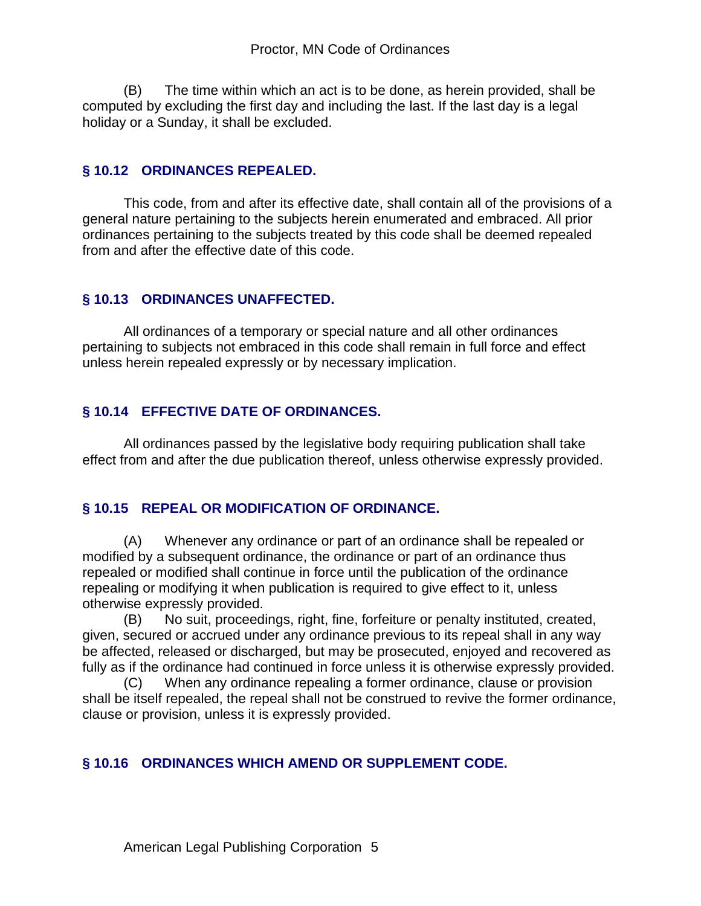(B) The time within which an act is to be done, as herein provided, shall be computed by excluding the first day and including the last. If the last day is a legal holiday or a Sunday, it shall be excluded.

### § 10.12 ORDINANCES REPEALED.

This code, from and after its effective date, shall contain all of the provisions of a general nature pertaining to the subjects herein enumerated and embraced. All prior ordinances pertaining to the subjects treated by this code shall be deemed repealed from and after the effective date of this code.

### § 10.13 ORDINANCES UNAFFECTED.

All ordinances of a temporary or special nature and all other ordinances pertaining to subjects not embraced in this code shall remain in full force and effect unless herein repealed expressly or by necessary implication.

### § 10.14 EFFECTIVE DATE OF ORDINANCES.

All ordinances passed by the legislative body requiring publication shall take effect from and after the due publication thereof, unless otherwise expressly provided.

### § 10.15 REPEAL OR MODIFICATION OF ORDINANCE.

(A) Whenever any ordinance or part of an ordinance shall be repealed or modified by a subsequent ordinance, the ordinance or part of an ordinance thus repealed or modified shall continue in force until the publication of the ordinance repealing or modifying it when publication is required to give effect to it, unless otherwise expressly provided.

(B) No suit, proceedings, right, fine, forfeiture or penalty instituted, created, given, secured or accrued under any ordinance previous to its repeal shall in any way be affected, released or discharged, but may be prosecuted, enjoyed and recovered as fully as if the ordinance had continued in force unless it is otherwise expressly provided.

(C) When any ordinance repealing a former ordinance, clause or provision shall be itself repealed, the repeal shall not be construed to revive the former ordinance, clause or provision, unless it is expressly provided.

### § 10.16 ORDINANCES WHICH AMEND OR SUPPLEMENT CODE.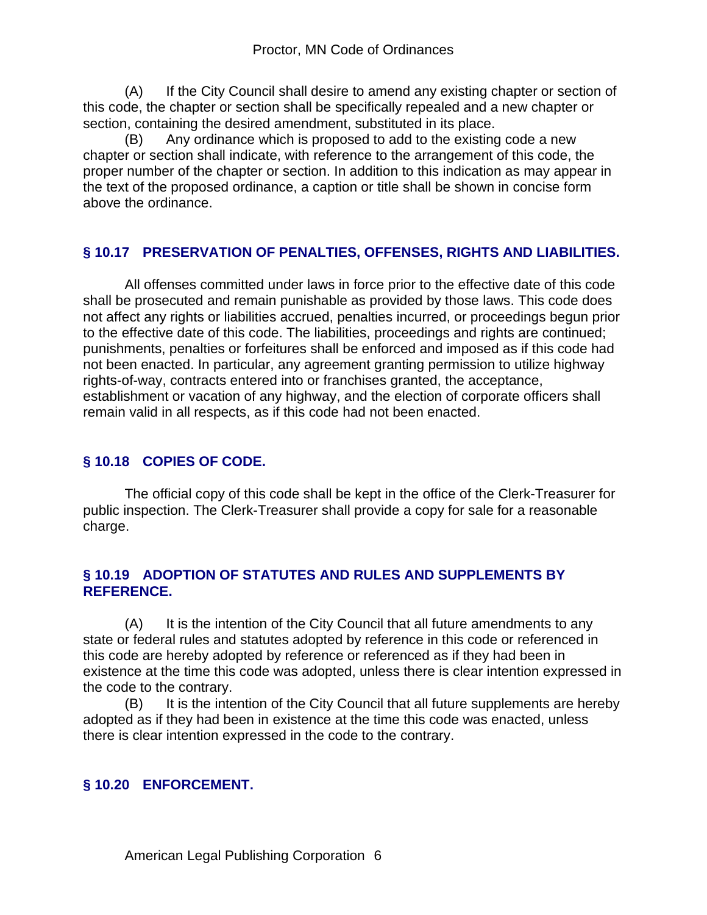(A) If the City Council shall desire to amend any existing chapter or section of this code, the chapter or section shall be specifically repealed and a new chapter or section, containing the desired amendment, substituted in its place.

(B) Any ordinance which is proposed to add to the existing code a new chapter or section shall indicate, with reference to the arrangement of this code, the proper number of the chapter or section. In addition to this indication as may appear in the text of the proposed ordinance, a caption or title shall be shown in concise form above the ordinance.

## § 10.17 PRESERVATION OF PENALTIES, OFFENSES, RIGHTS AND LIABILITIES.

All offenses committed under laws in force prior to the effective date of this code shall be prosecuted and remain punishable as provided by those laws. This code does not affect any rights or liabilities accrued, penalties incurred, or proceedings begun prior to the effective date of this code. The liabilities, proceedings and rights are continued; punishments, penalties or forfeitures shall be enforced and imposed as if this code had not been enacted. In particular, any agreement granting permission to utilize highway rights-of-way, contracts entered into or franchises granted, the acceptance, establishment or vacation of any highway, and the election of corporate officers shall remain valid in all respects, as if this code had not been enacted.

## § 10.18 COPIES OF CODE.

The official copy of this code shall be kept in the office of the Clerk-Treasurer for public inspection. The Clerk-Treasurer shall provide a copy for sale for a reasonable charge.

## § 10.19 ADOPTION OF STATUTES AND RULES AND SUPPLEMENTS BY REFERENCE.

(A) It is the intention of the City Council that all future amendments to any state or federal rules and statutes adopted by reference in this code or referenced in this code are hereby adopted by reference or referenced as if they had been in existence at the time this code was adopted, unless there is clear intention expressed in the code to the contrary.

(B) It is the intention of the City Council that all future supplements are hereby adopted as if they had been in existence at the time this code was enacted, unless there is clear intention expressed in the code to the contrary.

## § 10.20 ENFORCEMENT.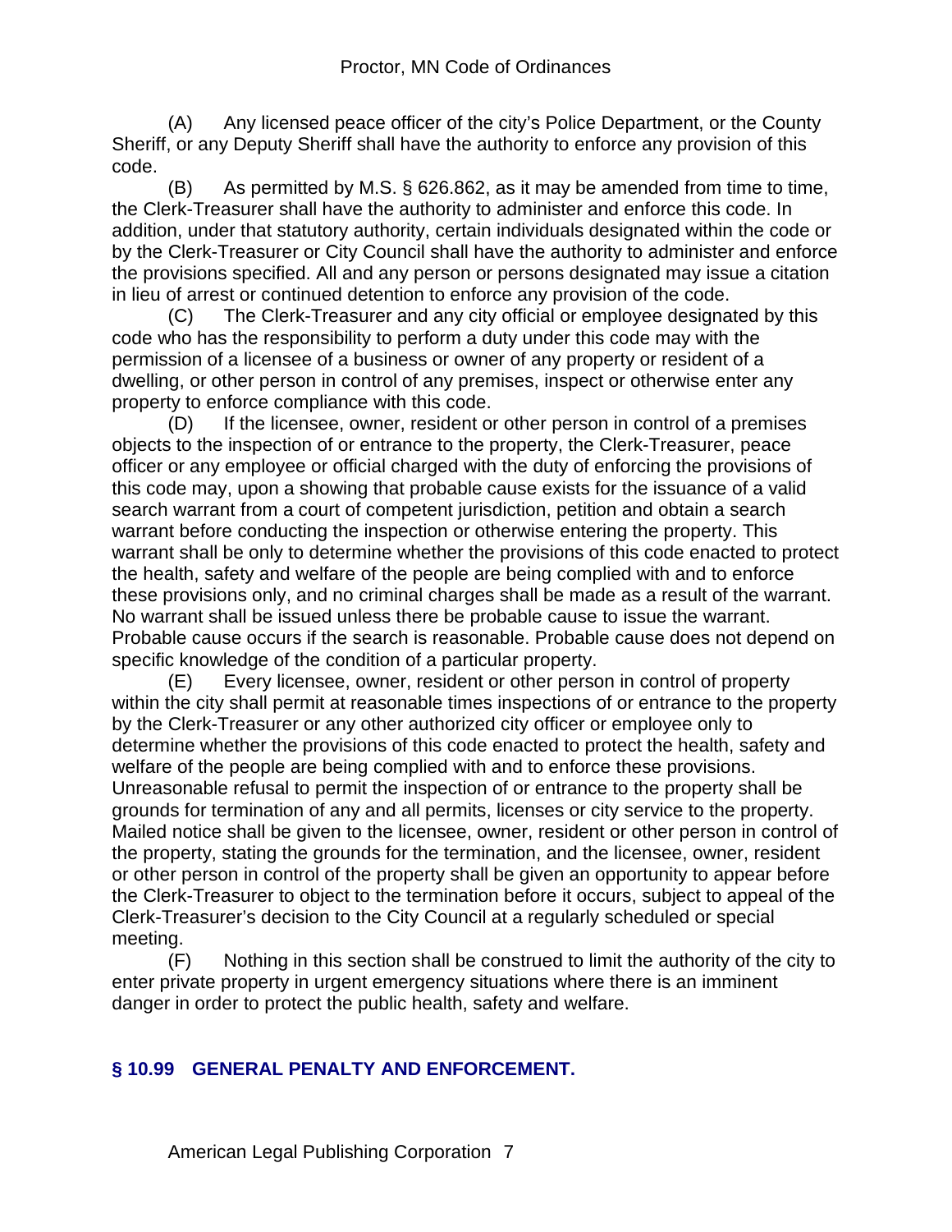(A) Any licensed peace officer of the city's Police Department, or the County Sheriff, or any Deputy Sheriff shall have the authority to enforce any provision of this code.

(B) As permitted by M.S. § 626.862, as it may be amended from time to time, the Clerk-Treasurer shall have the authority to administer and enforce this code. In addition, under that statutory authority, certain individuals designated within the code or by the Clerk-Treasurer or City Council shall have the authority to administer and enforce the provisions specified. All and any person or persons designated may issue a citation in lieu of arrest or continued detention to enforce any provision of the code.

(C) The Clerk-Treasurer and any city official or employee designated by this code who has the responsibility to perform a duty under this code may with the permission of a licensee of a business or owner of any property or resident of a dwelling, or other person in control of any premises, inspect or otherwise enter any property to enforce compliance with this code.

(D) If the licensee, owner, resident or other person in control of a premises objects to the inspection of or entrance to the property, the Clerk-Treasurer, peace officer or any employee or official charged with the duty of enforcing the provisions of this code may, upon a showing that probable cause exists for the issuance of a valid search warrant from a court of competent jurisdiction, petition and obtain a search warrant before conducting the inspection or otherwise entering the property. This warrant shall be only to determine whether the provisions of this code enacted to protect the health, safety and welfare of the people are being complied with and to enforce these provisions only, and no criminal charges shall be made as a result of the warrant. No warrant shall be issued unless there be probable cause to issue the warrant. Probable cause occurs if the search is reasonable. Probable cause does not depend on specific knowledge of the condition of a particular property.

(E) Every licensee, owner, resident or other person in control of property within the city shall permit at reasonable times inspections of or entrance to the property by the Clerk-Treasurer or any other authorized city officer or employee only to determine whether the provisions of this code enacted to protect the health, safety and welfare of the people are being complied with and to enforce these provisions. Unreasonable refusal to permit the inspection of or entrance to the property shall be grounds for termination of any and all permits, licenses or city service to the property. Mailed notice shall be given to the licensee, owner, resident or other person in control of the property, stating the grounds for the termination, and the licensee, owner, resident or other person in control of the property shall be given an opportunity to appear before the Clerk-Treasurer to object to the termination before it occurs, subject to appeal of the Clerk-Treasurer's decision to the City Council at a regularly scheduled or special meeting.

(F) Nothing in this section shall be construed to limit the authority of the city to enter private property in urgent emergency situations where there is an imminent danger in order to protect the public health, safety and welfare.

## § 10.99 GENERAL PENALTY AND ENFORCEMENT.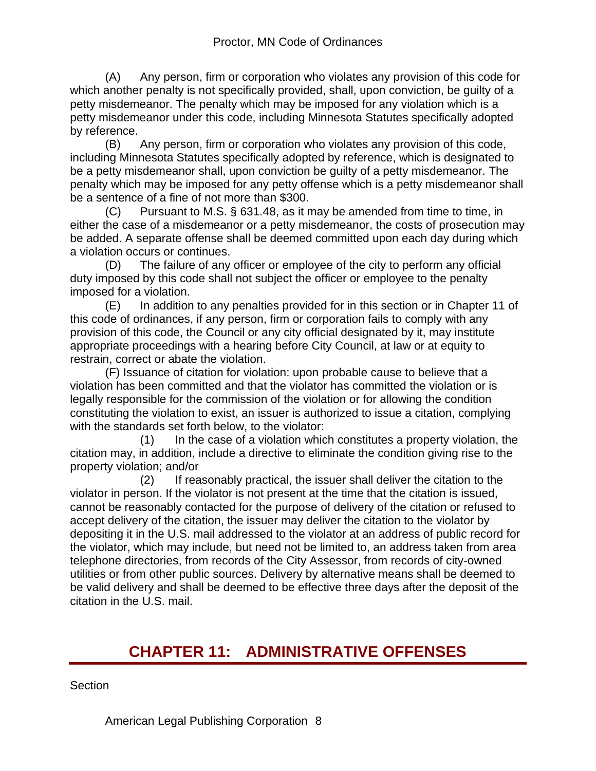(A) Any person, firm or corporation who violates any provision of this code for which another penalty is not specifically provided, shall, upon conviction, be guilty of a petty misdemeanor. The penalty which may be imposed for any violation which is a petty misdemeanor under this code, including Minnesota Statutes specifically adopted by reference.

(B) Any person, firm or corporation who violates any provision of this code, including Minnesota Statutes specifically adopted by reference, which is designated to be a petty misdemeanor shall, upon conviction be guilty of a petty misdemeanor. The penalty which may be imposed for any petty offense which is a petty misdemeanor shall be a sentence of a fine of not more than $300.

(C) Pursuant to M.S. § 631.48, as it may be amended from time to time, in either the case of a misdemeanor or a petty misdemeanor, the costs of prosecution may be added. A separate offense shall be deemed committed upon each day during which a violation occurs or continues.

(D) The failure of any officer or employee of the city to perform any official duty imposed by this code shall not subject the officer or employee to the penalty imposed for a violation.

(E) In addition to any penalties provided for in this section or in Chapter 11 of this code of ordinances, if any person, firm or corporation fails to comply with any provision of this code, the Council or any city official designated by it, may institute appropriate proceedings with a hearing before City Council, at law or at equity to restrain, correct or abate the violation.

(F) Issuance of citation for violation: upon probable cause to believe that a violation has been committed and that the violator has committed the violation or is legally responsible for the commission of the violation or for allowing the condition constituting the violation to exist, an issuer is authorized to issue a citation, complying with the standards set forth below, to the violator:

(1) In the case of a violation which constitutes a property violation, the citation may, in addition, include a directive to eliminate the condition giving rise to the property violation; and/or

(2) If reasonably practical, the issuer shall deliver the citation to the violator in person. If the violator is not present at the time that the citation is issued, cannot be reasonably contacted for the purpose of delivery of the citation or refused to accept delivery of the citation, the issuer may deliver the citation to the violator by depositing it in the U.S. mail addressed to the violator at an address of public record for the violator, which may include, but need not be limited to, an address taken from area telephone directories, from records of the City Assessor, from records of city-owned utilities or from other public sources. Delivery by alternative means shall be deemed to be valid delivery and shall be deemed to be effective three days after the deposit of the citation in the U.S. mail.

# CHAPTER 11: ADMINISTRATIVE OFFENSES

Section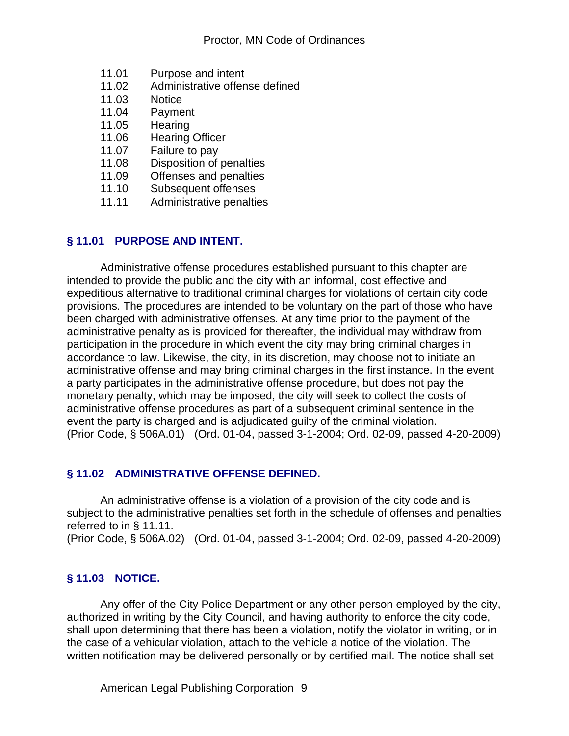11.01 Purpose and intent
11.02 Administrative offense defined
11.03 Notice
11.04 Payment
11.05 Hearing
11.06 Hearing Officer
11.07 Failure to pay
11.08 Disposition of penalties
11.09 Offenses and penalties
11.10 Subsequent offenses
11.11 Administrative penalties

## § 11.01 PURPOSE AND INTENT.

Administrative offense procedures established pursuant to this chapter are intended to provide the public and the city with an informal, cost effective and expeditious alternative to traditional criminal charges for violations of certain city code provisions. The procedures are intended to be voluntary on the part of those who have been charged with administrative offenses. At any time prior to the payment of the administrative penalty as is provided for thereafter, the individual may withdraw from participation in the procedure in which event the city may bring criminal charges in accordance to law. Likewise, the city, in its discretion, may choose not to initiate an administrative offense and may bring criminal charges in the first instance. In the event a party participates in the administrative offense procedure, but does not pay the monetary penalty, which may be imposed, the city will seek to collect the costs of administrative offense procedures as part of a subsequent criminal sentence in the event the party is charged and is adjudicated guilty of the criminal violation.
(Prior Code, § 506A.01) (Ord. 01-04, passed 3-1-2004; Ord. 02-09, passed 4-20-2009)

## § 11.02 ADMINISTRATIVE OFFENSE DEFINED.

An administrative offense is a violation of a provision of the city code and is subject to the administrative penalties set forth in the schedule of offenses and penalties referred to in § 11.11.
(Prior Code, § 506A.02) (Ord. 01-04, passed 3-1-2004; Ord. 02-09, passed 4-20-2009)

## § 11.03 NOTICE.

Any offer of the City Police Department or any other person employed by the city, authorized in writing by the City Council, and having authority to enforce the city code, shall upon determining that there has been a violation, notify the violator in writing, or in the case of a vehicular violation, attach to the vehicle a notice of the violation. The written notification may be delivered personally or by certified mail. The notice shall set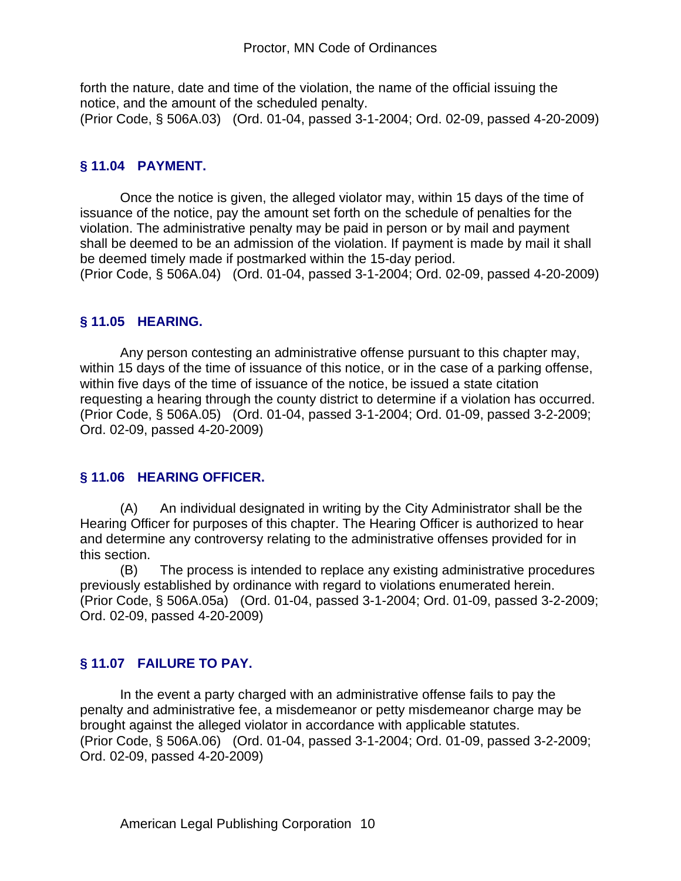forth the nature, date and time of the violation, the name of the official issuing the notice, and the amount of the scheduled penalty.
(Prior Code, § 506A.03) (Ord. 01-04, passed 3-1-2004; Ord. 02-09, passed 4-20-2009)

### § 11.04 PAYMENT.

Once the notice is given, the alleged violator may, within 15 days of the time of issuance of the notice, pay the amount set forth on the schedule of penalties for the violation. The administrative penalty may be paid in person or by mail and payment shall be deemed to be an admission of the violation. If payment is made by mail it shall be deemed timely made if postmarked within the 15-day period.
(Prior Code, § 506A.04) (Ord. 01-04, passed 3-1-2004; Ord. 02-09, passed 4-20-2009)

### § 11.05 HEARING.

Any person contesting an administrative offense pursuant to this chapter may, within 15 days of the time of issuance of this notice, or in the case of a parking offense, within five days of the time of issuance of the notice, be issued a state citation requesting a hearing through the county district to determine if a violation has occurred.
(Prior Code, § 506A.05) (Ord. 01-04, passed 3-1-2004; Ord. 01-09, passed 3-2-2009; Ord. 02-09, passed 4-20-2009)

### § 11.06 HEARING OFFICER.

(A) An individual designated in writing by the City Administrator shall be the Hearing Officer for purposes of this chapter. The Hearing Officer is authorized to hear and determine any controversy relating to the administrative offenses provided for in this section.

(B) The process is intended to replace any existing administrative procedures previously established by ordinance with regard to violations enumerated herein.
(Prior Code, § 506A.05a) (Ord. 01-04, passed 3-1-2004; Ord. 01-09, passed 3-2-2009; Ord. 02-09, passed 4-20-2009)

### § 11.07 FAILURE TO PAY.

In the event a party charged with an administrative offense fails to pay the penalty and administrative fee, a misdemeanor or petty misdemeanor charge may be brought against the alleged violator in accordance with applicable statutes.
(Prior Code, § 506A.06) (Ord. 01-04, passed 3-1-2004; Ord. 01-09, passed 3-2-2009; Ord. 02-09, passed 4-20-2009)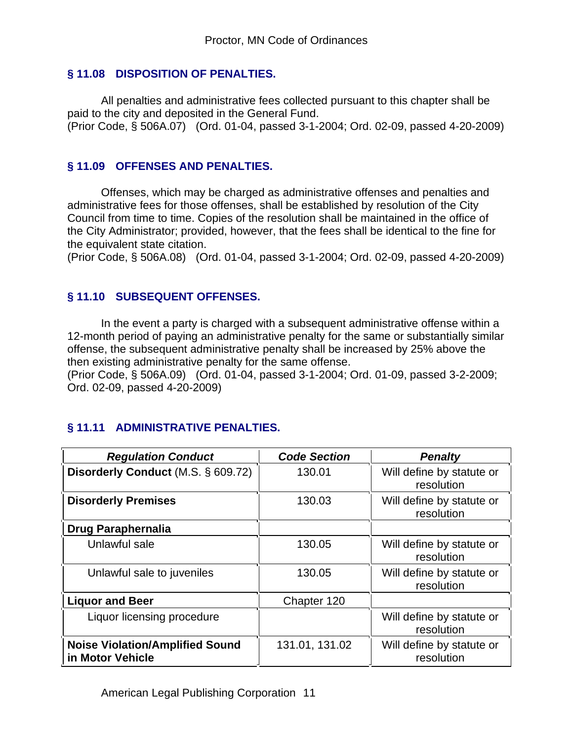## § 11.08 DISPOSITION OF PENALTIES.

All penalties and administrative fees collected pursuant to this chapter shall be paid to the city and deposited in the General Fund.
(Prior Code, § 506A.07) (Ord. 01-04, passed 3-1-2004; Ord. 02-09, passed 4-20-2009)

## § 11.09 OFFENSES AND PENALTIES.

Offenses, which may be charged as administrative offenses and penalties and administrative fees for those offenses, shall be established by resolution of the City Council from time to time. Copies of the resolution shall be maintained in the office of the City Administrator; provided, however, that the fees shall be identical to the fine for the equivalent state citation.
(Prior Code, § 506A.08) (Ord. 01-04, passed 3-1-2004; Ord. 02-09, passed 4-20-2009)

## § 11.10 SUBSEQUENT OFFENSES.

In the event a party is charged with a subsequent administrative offense within a 12-month period of paying an administrative penalty for the same or substantially similar offense, the subsequent administrative penalty shall be increased by 25% above the then existing administrative penalty for the same offense.
(Prior Code, § 506A.09) (Ord. 01-04, passed 3-1-2004; Ord. 01-09, passed 3-2-2009; Ord. 02-09, passed 4-20-2009)

## § 11.11 ADMINISTRATIVE PENALTIES.

| ***Regulation Conduct*** | ***Code Section*** | ***Penalty*** |
|---|---|---|
| **Disorderly Conduct** (M.S. § 609.72) | 130.01 | Will define by statute or resolution |
| **Disorderly Premises** | 130.03 | Will define by statute or resolution |
| **Drug Paraphernalia** | | |
| Unlawful sale | 130.05 | Will define by statute or resolution |
| Unlawful sale to juveniles | 130.05 | Will define by statute or resolution |
| **Liquor and Beer** | Chapter 120 | |
| Liquor licensing procedure | | Will define by statute or resolution |
| **Noise Violation/Amplified Sound in Motor Vehicle** | 131.01, 131.02 | Will define by statute or resolution |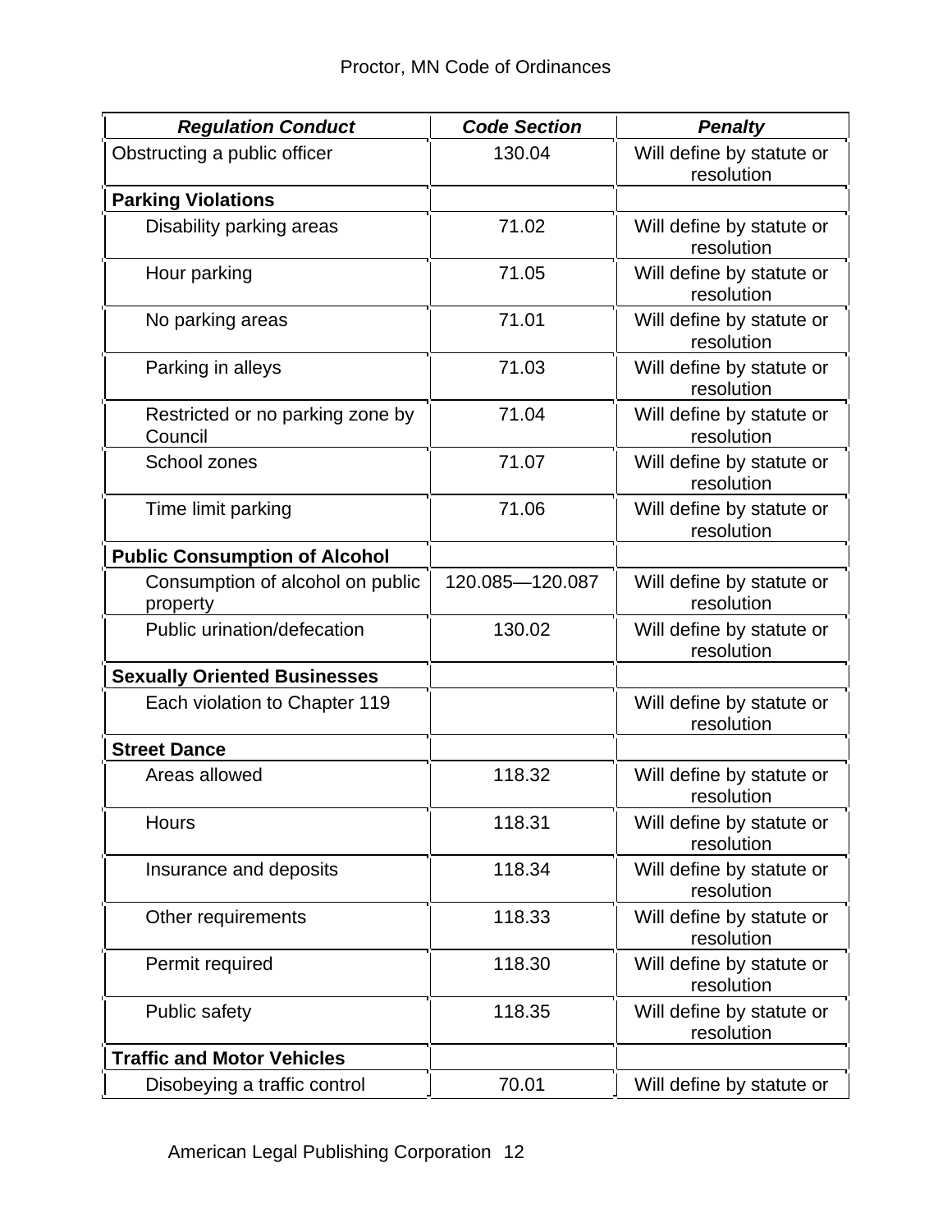| ***Regulation Conduct*** | ***Code Section*** | ***Penalty*** |
|---|---|---|
| Obstructing a public officer | 130.04 | Will define by statute or resolution |
| **Parking Violations** | | |
| Disability parking areas | 71.02 | Will define by statute or resolution |
| Hour parking | 71.05 | Will define by statute or resolution |
| No parking areas | 71.01 | Will define by statute or resolution |
| Parking in alleys | 71.03 | Will define by statute or resolution |
| Restricted or no parking zone by Council | 71.04 | Will define by statute or resolution |
| School zones | 71.07 | Will define by statute or resolution |
| Time limit parking | 71.06 | Will define by statute or resolution |
| **Public Consumption of Alcohol** | | |
| Consumption of alcohol on public property | 120.085—120.087 | Will define by statute or resolution |
| Public urination/defecation | 130.02 | Will define by statute or resolution |
| **Sexually Oriented Businesses** | | |
| Each violation to Chapter 119 | | Will define by statute or resolution |
| **Street Dance** | | |
| Areas allowed | 118.32 | Will define by statute or resolution |
| Hours | 118.31 | Will define by statute or resolution |
| Insurance and deposits | 118.34 | Will define by statute or resolution |
| Other requirements | 118.33 | Will define by statute or resolution |
| Permit required | 118.30 | Will define by statute or resolution |
| Public safety | 118.35 | Will define by statute or resolution |
| **Traffic and Motor Vehicles** | | |
| Disobeying a traffic control | 70.01 | Will define by statute or |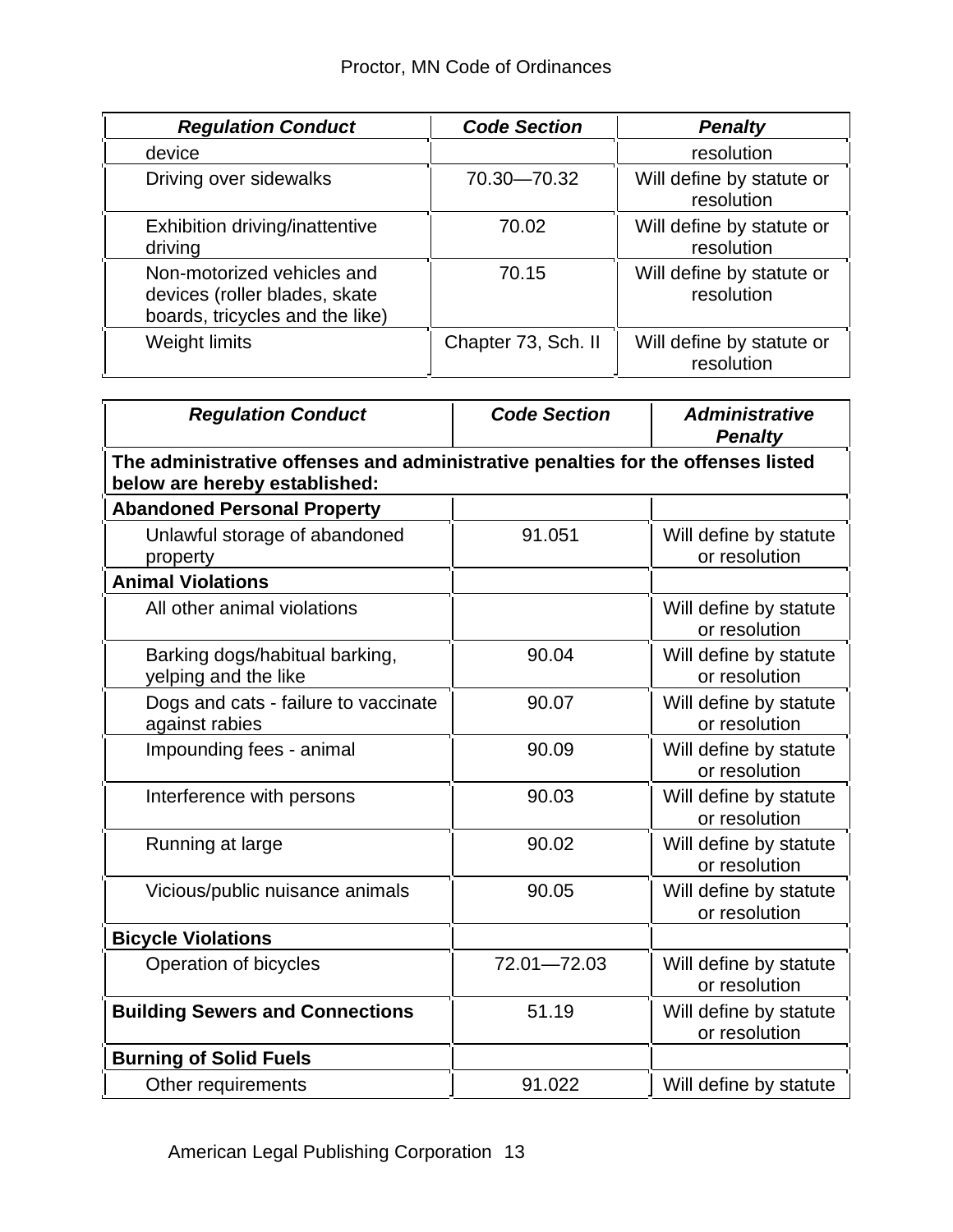| *Regulation Conduct* | *Code Section* | *Penalty* |
|---|---|---|
| device | | resolution |
| Driving over sidewalks | 70.30—70.32 | Will define by statute or resolution |
| Exhibition driving/inattentive driving | 70.02 | Will define by statute or resolution |
| Non-motorized vehicles and devices (roller blades, skate boards, tricycles and the like) | 70.15 | Will define by statute or resolution |
| Weight limits | Chapter 73, Sch. II | Will define by statute or resolution |

| *Regulation Conduct* | *Code Section* | *Administrative Penalty* |
|---|---|---|
| **The administrative offenses and administrative penalties for the offenses listed below are hereby established:** | | |
| **Abandoned Personal Property** | | |
| Unlawful storage of abandoned property | 91.051 | Will define by statute or resolution |
| **Animal Violations** | | |
| All other animal violations | | Will define by statute or resolution |
| Barking dogs/habitual barking, yelping and the like | 90.04 | Will define by statute or resolution |
| Dogs and cats - failure to vaccinate against rabies | 90.07 | Will define by statute or resolution |
| Impounding fees - animal | 90.09 | Will define by statute or resolution |
| Interference with persons | 90.03 | Will define by statute or resolution |
| Running at large | 90.02 | Will define by statute or resolution |
| Vicious/public nuisance animals | 90.05 | Will define by statute or resolution |
| **Bicycle Violations** | | |
| Operation of bicycles | 72.01—72.03 | Will define by statute or resolution |
| **Building Sewers and Connections** | 51.19 | Will define by statute or resolution |
| **Burning of Solid Fuels** | | |
| Other requirements | 91.022 | Will define by statute |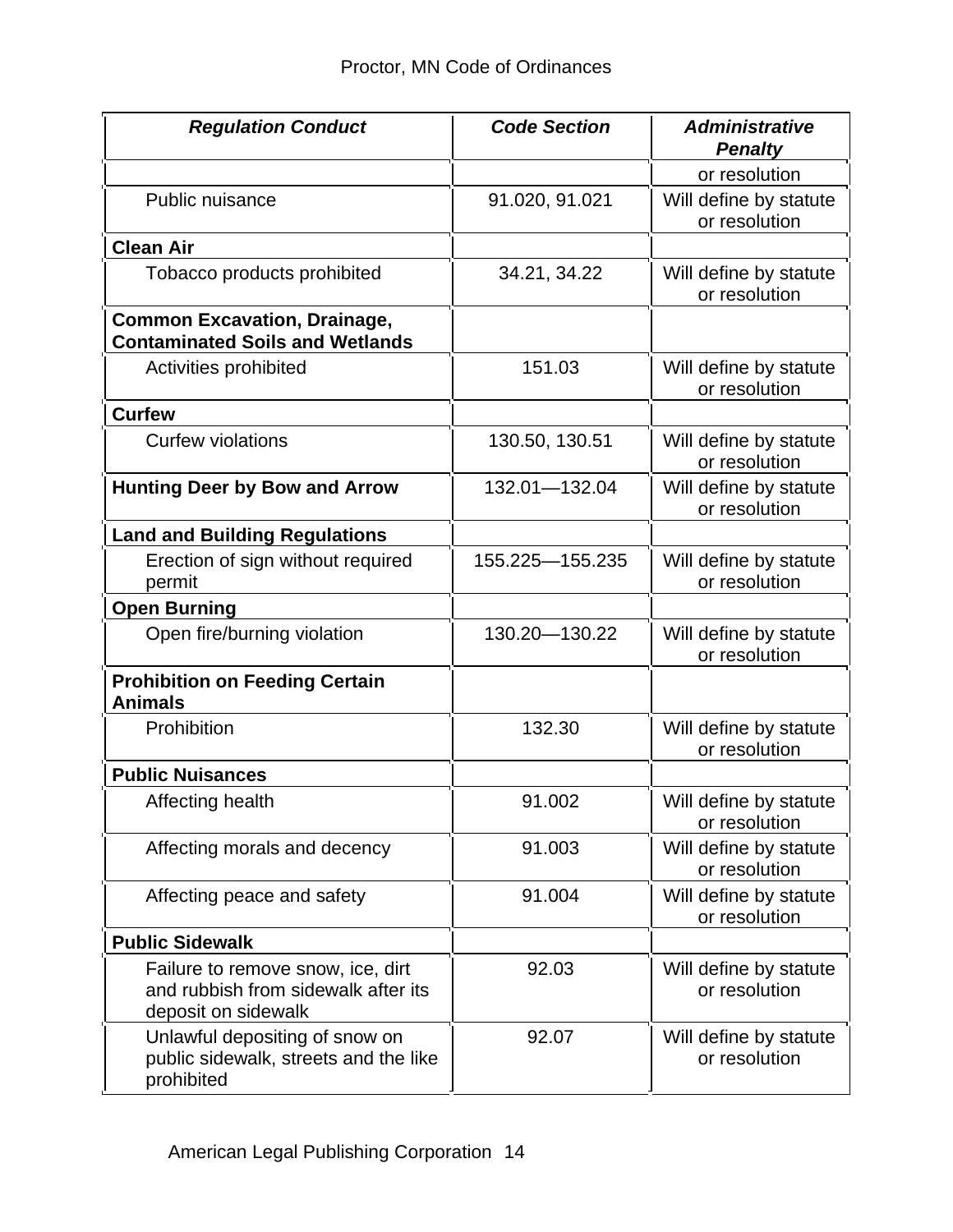| ***Regulation Conduct*** | ***Code Section*** | ***Administrative Penalty*** |
|---|---|---|
| | | or resolution |
| Public nuisance | 91.020, 91.021 | Will define by statute or resolution |
| **Clean Air** | | |
| Tobacco products prohibited | 34.21, 34.22 | Will define by statute or resolution |
| **Common Excavation, Drainage, Contaminated Soils and Wetlands** | | |
| Activities prohibited | 151.03 | Will define by statute or resolution |
| **Curfew** | | |
| Curfew violations | 130.50, 130.51 | Will define by statute or resolution |
| **Hunting Deer by Bow and Arrow** | 132.01—132.04 | Will define by statute or resolution |
| **Land and Building Regulations** | | |
| Erection of sign without required permit | 155.225—155.235 | Will define by statute or resolution |
| **Open Burning** | | |
| Open fire/burning violation | 130.20—130.22 | Will define by statute or resolution |
| **Prohibition on Feeding Certain Animals** | | |
| Prohibition | 132.30 | Will define by statute or resolution |
| **Public Nuisances** | | |
| Affecting health | 91.002 | Will define by statute or resolution |
| Affecting morals and decency | 91.003 | Will define by statute or resolution |
| Affecting peace and safety | 91.004 | Will define by statute or resolution |
| **Public Sidewalk** | | |
| Failure to remove snow, ice, dirt and rubbish from sidewalk after its deposit on sidewalk | 92.03 | Will define by statute or resolution |
| Unlawful depositing of snow on public sidewalk, streets and the like prohibited | 92.07 | Will define by statute or resolution |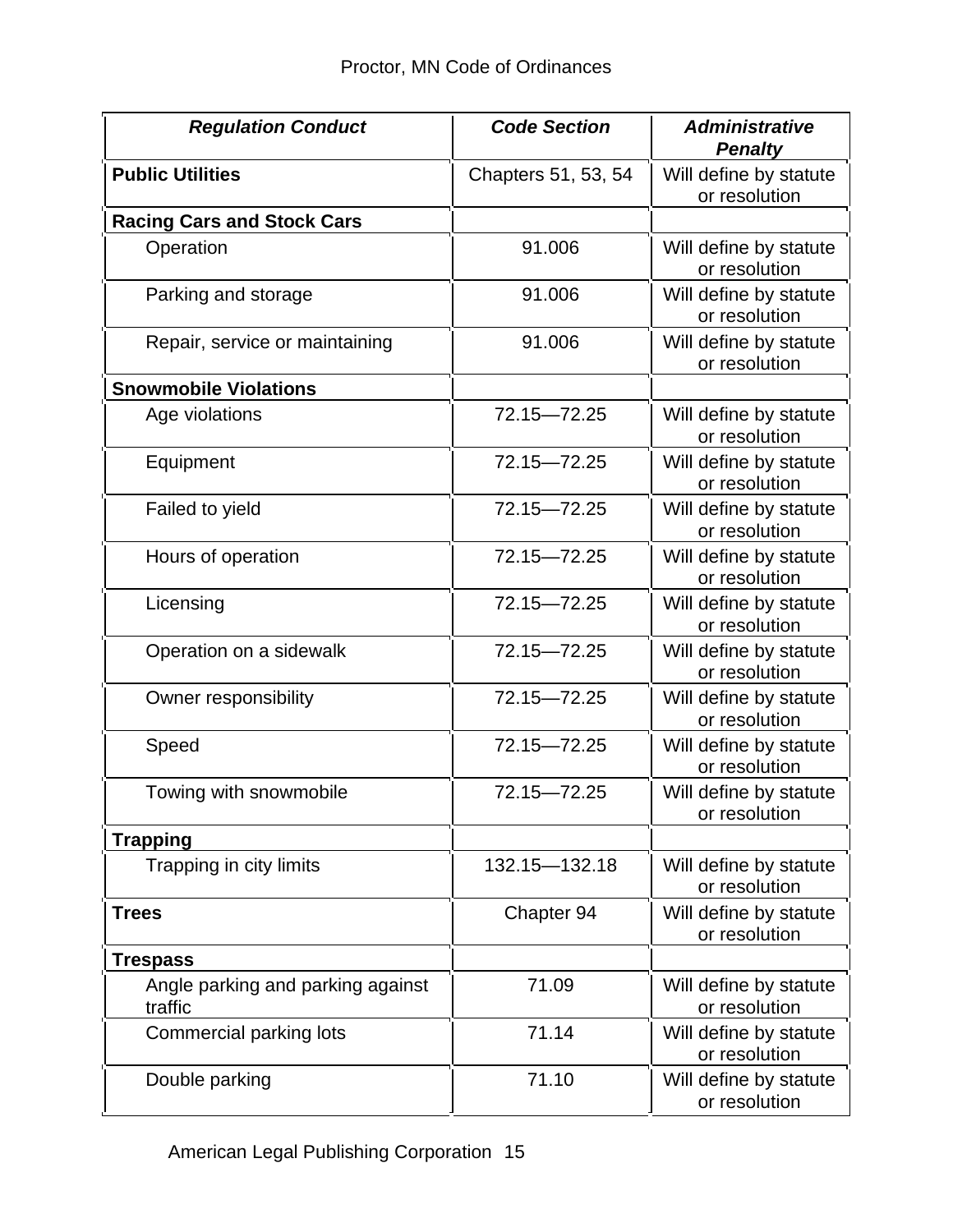| ***Regulation Conduct*** | ***Code Section*** | ***Administrative Penalty*** |
|---|---|---|
| **Public Utilities** | Chapters 51, 53, 54 | Will define by statute or resolution |
| **Racing Cars and Stock Cars** | | |
| Operation | 91.006 | Will define by statute or resolution |
| Parking and storage | 91.006 | Will define by statute or resolution |
| Repair, service or maintaining | 91.006 | Will define by statute or resolution |
| **Snowmobile Violations** | | |
| Age violations | 72.15—72.25 | Will define by statute or resolution |
| Equipment | 72.15—72.25 | Will define by statute or resolution |
| Failed to yield | 72.15—72.25 | Will define by statute or resolution |
| Hours of operation | 72.15—72.25 | Will define by statute or resolution |
| Licensing | 72.15—72.25 | Will define by statute or resolution |
| Operation on a sidewalk | 72.15—72.25 | Will define by statute or resolution |
| Owner responsibility | 72.15—72.25 | Will define by statute or resolution |
| Speed | 72.15—72.25 | Will define by statute or resolution |
| Towing with snowmobile | 72.15—72.25 | Will define by statute or resolution |
| **Trapping** | | |
| Trapping in city limits | 132.15—132.18 | Will define by statute or resolution |
| **Trees** | Chapter 94 | Will define by statute or resolution |
| **Trespass** | | |
| Angle parking and parking against traffic | 71.09 | Will define by statute or resolution |
| Commercial parking lots | 71.14 | Will define by statute or resolution |
| Double parking | 71.10 | Will define by statute or resolution |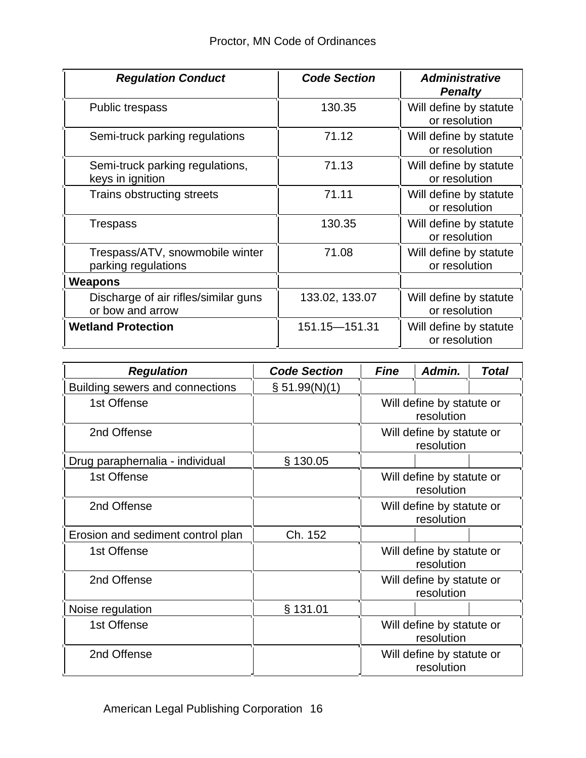| *Regulation Conduct* | *Code Section* | *Administrative Penalty* |
|---|---|---|
| Public trespass | 130.35 | Will define by statute or resolution |
| Semi-truck parking regulations | 71.12 | Will define by statute or resolution |
| Semi-truck parking regulations, keys in ignition | 71.13 | Will define by statute or resolution |
| Trains obstructing streets | 71.11 | Will define by statute or resolution |
| Trespass | 130.35 | Will define by statute or resolution |
| Trespass/ATV, snowmobile winter parking regulations | 71.08 | Will define by statute or resolution |
| **Weapons** | | |
| Discharge of air rifles/similar guns or bow and arrow | 133.02, 133.07 | Will define by statute or resolution |
| **Wetland Protection** | 151.15—151.31 | Will define by statute or resolution |

| *Regulation* | *Code Section* | *Fine* | *Admin.* | *Total* |
|---|---|---|---|---|
| Building sewers and connections | § 51.99(N)(1) | | | |
| 1st Offense | | Will define by statute or resolution | | |
| 2nd Offense | | Will define by statute or resolution | | |
| Drug paraphernalia - individual | § 130.05 | | | |
| 1st Offense | | Will define by statute or resolution | | |
| 2nd Offense | | Will define by statute or resolution | | |
| Erosion and sediment control plan | Ch. 152 | | | |
| 1st Offense | | Will define by statute or resolution | | |
| 2nd Offense | | Will define by statute or resolution | | |
| Noise regulation | § 131.01 | | | |
| 1st Offense | | Will define by statute or resolution | | |
| 2nd Offense | | Will define by statute or resolution | | |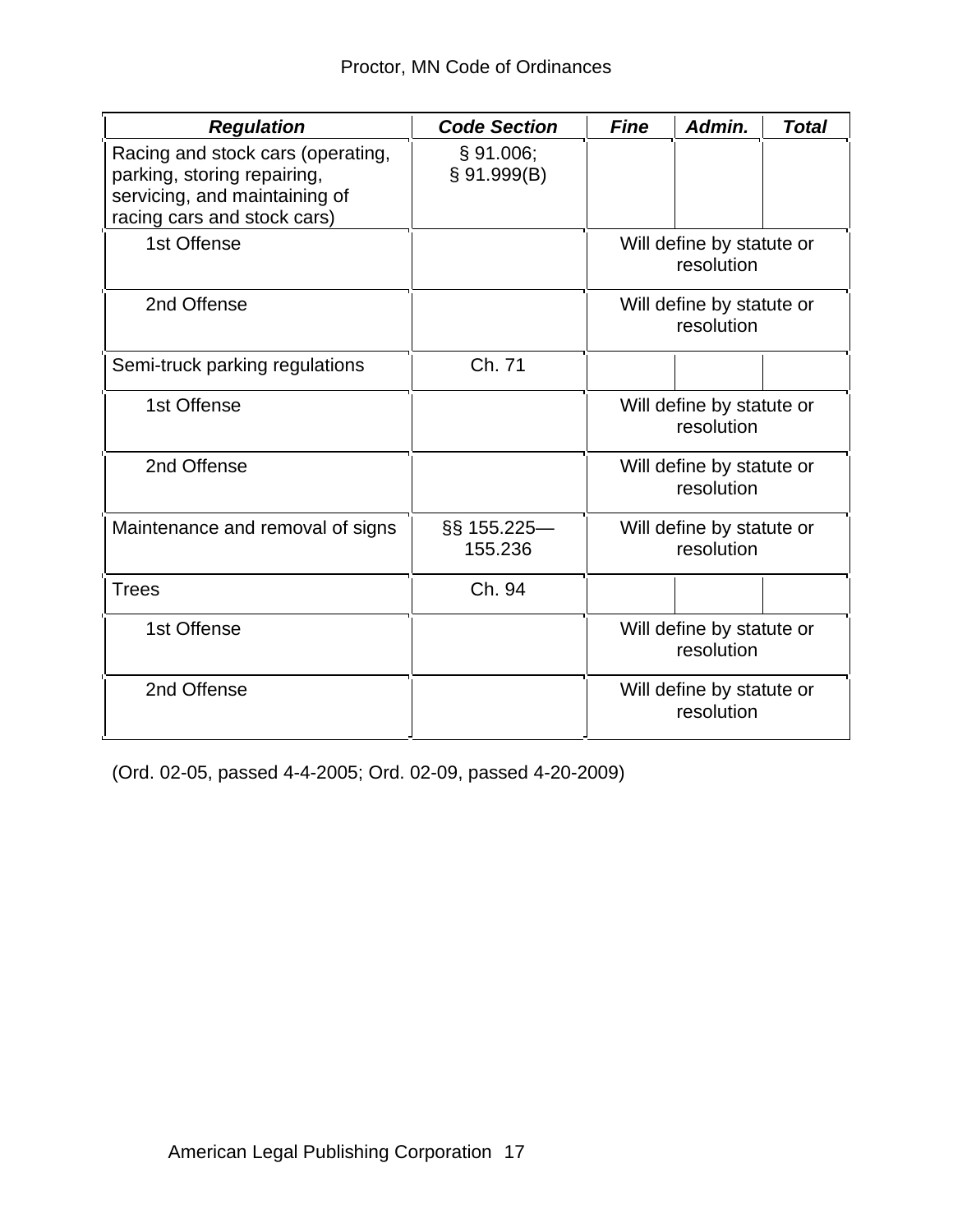| ***Regulation*** | ***Code Section*** | ***Fine*** | ***Admin.*** | ***Total*** |
|---|---|---|---|---|
| Racing and stock cars (operating, parking, storing repairing, servicing, and maintaining of racing cars and stock cars) | § 91.006; § 91.999(B) | | | |
| 1st Offense | | Will define by statute or resolution | | |
| 2nd Offense | | Will define by statute or resolution | | |
| Semi-truck parking regulations | Ch. 71 | | | |
| 1st Offense | | Will define by statute or resolution | | |
| 2nd Offense | | Will define by statute or resolution | | |
| Maintenance and removal of signs | §§ 155.225—155.236 | Will define by statute or resolution | | |
| Trees | Ch. 94 | | | |
| 1st Offense | | Will define by statute or resolution | | |
| 2nd Offense | | Will define by statute or resolution | | |

(Ord. 02-05, passed 4-4-2005; Ord. 02-09, passed 4-20-2009)